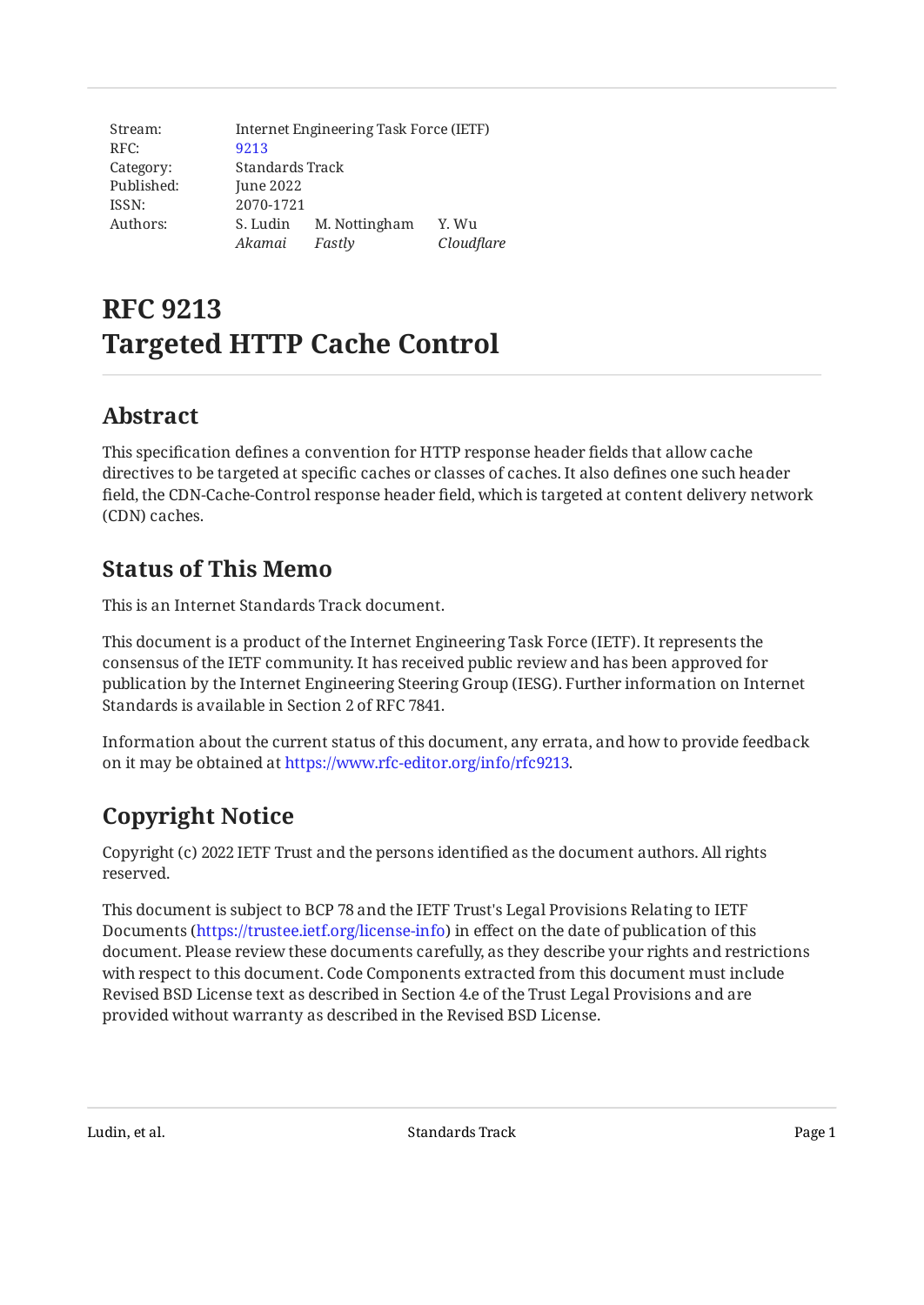| | | | |
|---|---|---|---|
| Stream: | Internet Engineering Task Force (IETF) | | |
| RFC: | 9213 | | |
| Category: | Standards Track | | |
| Published: | June 2022 | | |
| ISSN: | 2070-1721 | | |
| Authors: | S. Ludin *Akamai* | M. Nottingham *Fastly* | Y. Wu *Cloudflare* |

# RFC 9213 Targeted HTTP Cache Control

## Abstract

This specification defines a convention for HTTP response header fields that allow cache directives to be targeted at specific caches or classes of caches. It also defines one such header field, the CDN-Cache-Control response header field, which is targeted at content delivery network (CDN) caches.

## Status of This Memo

This is an Internet Standards Track document.

This document is a product of the Internet Engineering Task Force (IETF). It represents the consensus of the IETF community. It has received public review and has been approved for publication by the Internet Engineering Steering Group (IESG). Further information on Internet Standards is available in Section 2 of RFC 7841.

Information about the current status of this document, any errata, and how to provide feedback on it may be obtained at https://www.rfc-editor.org/info/rfc9213.

## Copyright Notice

Copyright (c) 2022 IETF Trust and the persons identified as the document authors. All rights reserved.

This document is subject to BCP 78 and the IETF Trust's Legal Provisions Relating to IETF Documents (https://trustee.ietf.org/license-info) in effect on the date of publication of this document. Please review these documents carefully, as they describe your rights and restrictions with respect to this document. Code Components extracted from this document must include Revised BSD License text as described in Section 4.e of the Trust Legal Provisions and are provided without warranty as described in the Revised BSD License.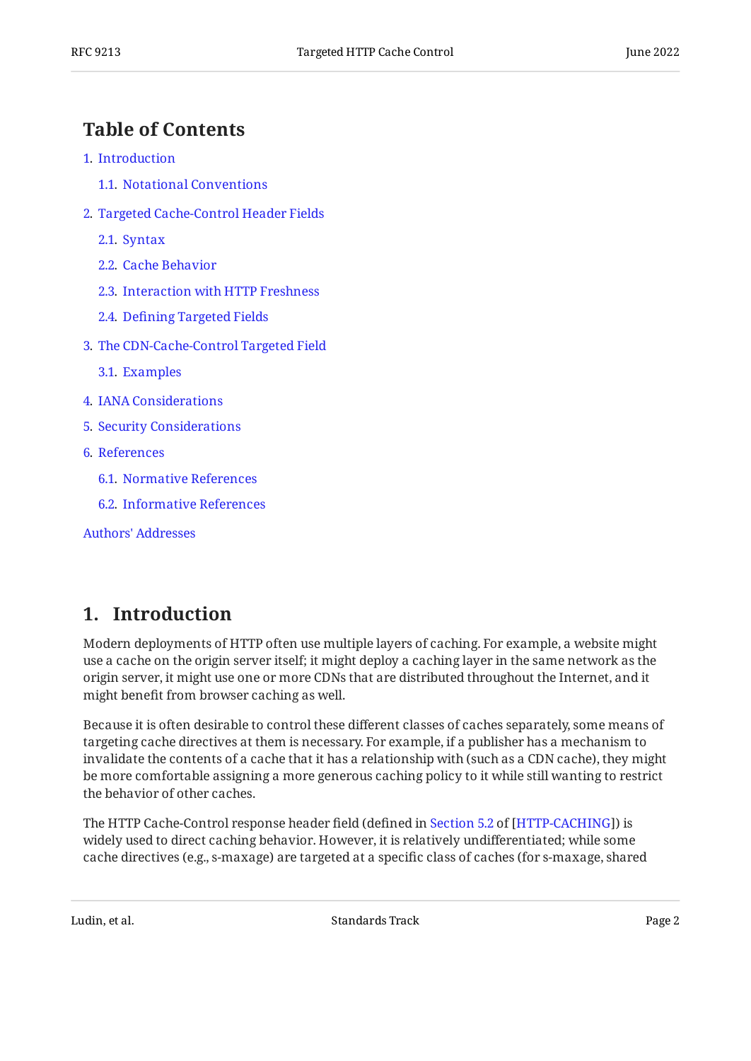## Table of Contents

1. Introduction
   - 1.1. Notational Conventions
2. Targeted Cache-Control Header Fields
   - 2.1. Syntax
   - 2.2. Cache Behavior
   - 2.3. Interaction with HTTP Freshness
   - 2.4. Defining Targeted Fields
3. The CDN-Cache-Control Targeted Field
   - 3.1. Examples
4. IANA Considerations
5. Security Considerations
6. References
   - 6.1. Normative References
   - 6.2. Informative References

Authors' Addresses

## 1. Introduction

Modern deployments of HTTP often use multiple layers of caching. For example, a website might use a cache on the origin server itself; it might deploy a caching layer in the same network as the origin server, it might use one or more CDNs that are distributed throughout the Internet, and it might benefit from browser caching as well.

Because it is often desirable to control these different classes of caches separately, some means of targeting cache directives at them is necessary. For example, if a publisher has a mechanism to invalidate the contents of a cache that it has a relationship with (such as a CDN cache), they might be more comfortable assigning a more generous caching policy to it while still wanting to restrict the behavior of other caches.

The HTTP Cache-Control response header field (defined in Section 5.2 of [HTTP-CACHING]) is widely used to direct caching behavior. However, it is relatively undifferentiated; while some cache directives (e.g., s-maxage) are targeted at a specific class of caches (for s-maxage, shared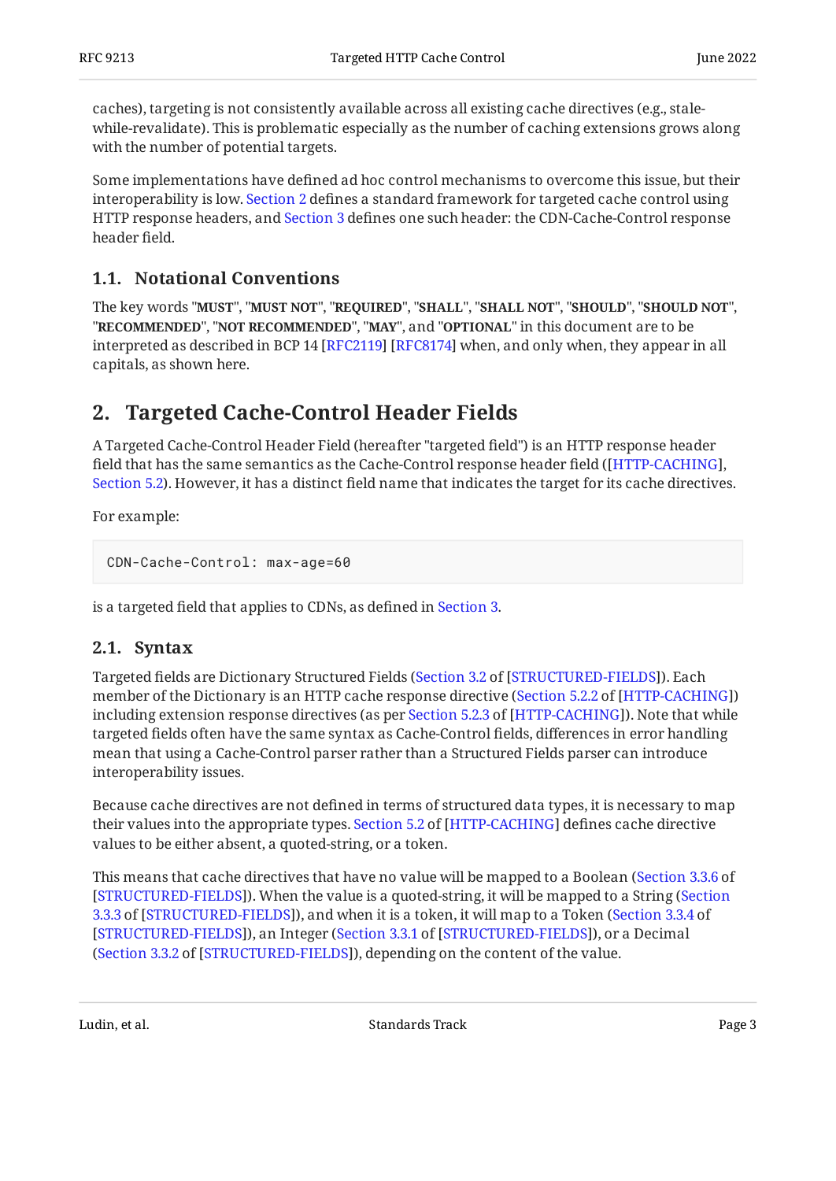caches), targeting is not consistently available across all existing cache directives (e.g., stale-while-revalidate). This is problematic especially as the number of caching extensions grows along with the number of potential targets.

Some implementations have defined ad hoc control mechanisms to overcome this issue, but their interoperability is low. Section 2 defines a standard framework for targeted cache control using HTTP response headers, and Section 3 defines one such header: the CDN-Cache-Control response header field.

### 1.1. Notational Conventions

The key words "**MUST**", "**MUST NOT**", "**REQUIRED**", "**SHALL**", "**SHALL NOT**", "**SHOULD**", "**SHOULD NOT**", "**RECOMMENDED**", "**NOT RECOMMENDED**", "**MAY**", and "**OPTIONAL**" in this document are to be interpreted as described in BCP 14 [RFC2119] [RFC8174] when, and only when, they appear in all capitals, as shown here.

## 2. Targeted Cache-Control Header Fields

A Targeted Cache-Control Header Field (hereafter "targeted field") is an HTTP response header field that has the same semantics as the Cache-Control response header field ([HTTP-CACHING], Section 5.2). However, it has a distinct field name that indicates the target for its cache directives.

For example:

```
CDN-Cache-Control: max-age=60
```

is a targeted field that applies to CDNs, as defined in Section 3.

### 2.1. Syntax

Targeted fields are Dictionary Structured Fields (Section 3.2 of [STRUCTURED-FIELDS]). Each member of the Dictionary is an HTTP cache response directive (Section 5.2.2 of [HTTP-CACHING]) including extension response directives (as per Section 5.2.3 of [HTTP-CACHING]). Note that while targeted fields often have the same syntax as Cache-Control fields, differences in error handling mean that using a Cache-Control parser rather than a Structured Fields parser can introduce interoperability issues.

Because cache directives are not defined in terms of structured data types, it is necessary to map their values into the appropriate types. Section 5.2 of [HTTP-CACHING] defines cache directive values to be either absent, a quoted-string, or a token.

This means that cache directives that have no value will be mapped to a Boolean (Section 3.3.6 of [STRUCTURED-FIELDS]). When the value is a quoted-string, it will be mapped to a String (Section 3.3.3 of [STRUCTURED-FIELDS]), and when it is a token, it will map to a Token (Section 3.3.4 of [STRUCTURED-FIELDS]), an Integer (Section 3.3.1 of [STRUCTURED-FIELDS]), or a Decimal (Section 3.3.2 of [STRUCTURED-FIELDS]), depending on the content of the value.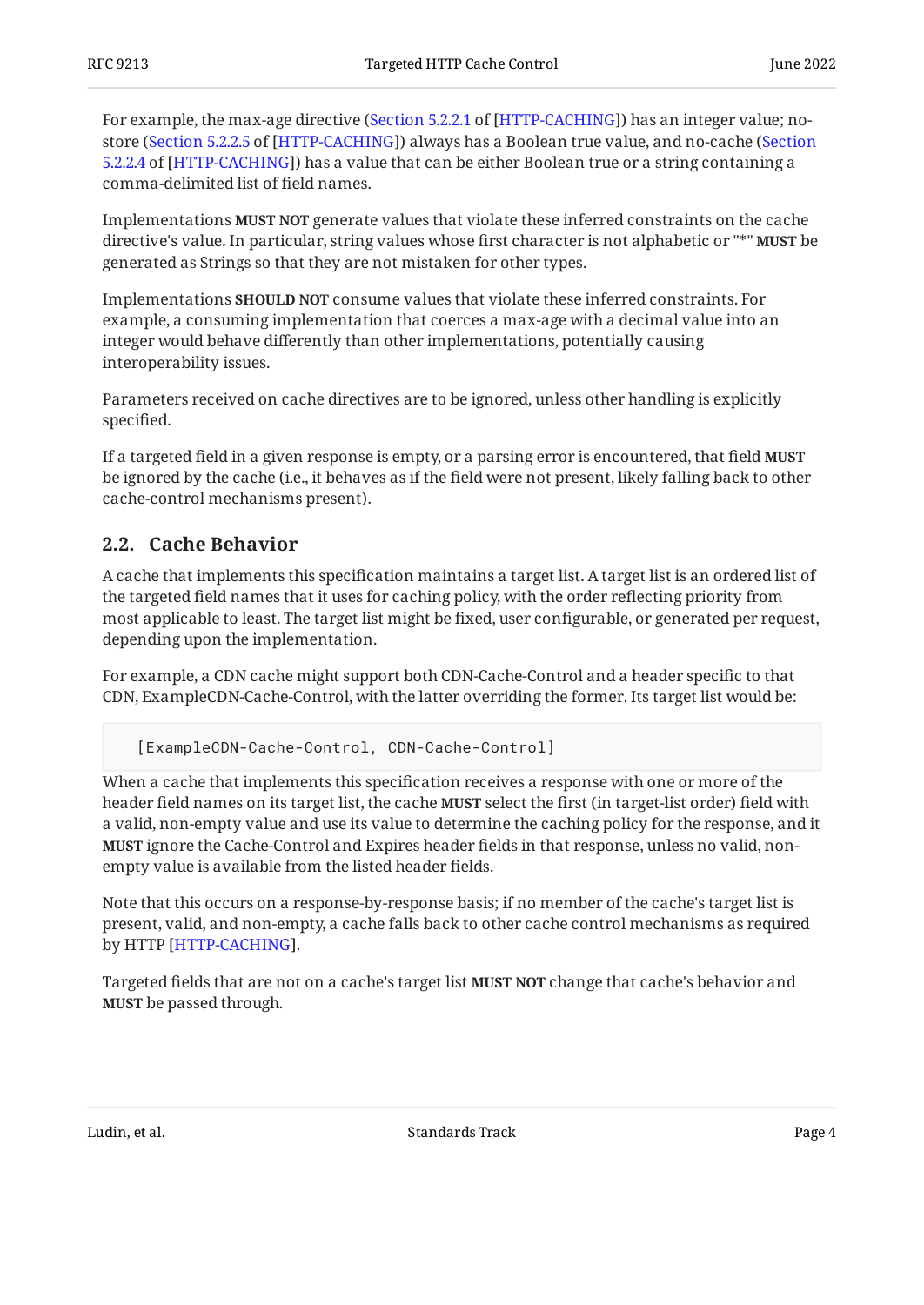For example, the max-age directive (Section 5.2.2.1 of [HTTP-CACHING]) has an integer value; no-store (Section 5.2.2.5 of [HTTP-CACHING]) always has a Boolean true value, and no-cache (Section 5.2.2.4 of [HTTP-CACHING]) has a value that can be either Boolean true or a string containing a comma-delimited list of field names.

Implementations **MUST NOT** generate values that violate these inferred constraints on the cache directive's value. In particular, string values whose first character is not alphabetic or "*" **MUST** be generated as Strings so that they are not mistaken for other types.

Implementations **SHOULD NOT** consume values that violate these inferred constraints. For example, a consuming implementation that coerces a max-age with a decimal value into an integer would behave differently than other implementations, potentially causing interoperability issues.

Parameters received on cache directives are to be ignored, unless other handling is explicitly specified.

If a targeted field in a given response is empty, or a parsing error is encountered, that field **MUST** be ignored by the cache (i.e., it behaves as if the field were not present, likely falling back to other cache-control mechanisms present).

### 2.2. Cache Behavior

A cache that implements this specification maintains a target list. A target list is an ordered list of the targeted field names that it uses for caching policy, with the order reflecting priority from most applicable to least. The target list might be fixed, user configurable, or generated per request, depending upon the implementation.

For example, a CDN cache might support both CDN-Cache-Control and a header specific to that CDN, ExampleCDN-Cache-Control, with the latter overriding the former. Its target list would be:

```
[ExampleCDN-Cache-Control, CDN-Cache-Control]
```

When a cache that implements this specification receives a response with one or more of the header field names on its target list, the cache **MUST** select the first (in target-list order) field with a valid, non-empty value and use its value to determine the caching policy for the response, and it **MUST** ignore the Cache-Control and Expires header fields in that response, unless no valid, non-empty value is available from the listed header fields.

Note that this occurs on a response-by-response basis; if no member of the cache's target list is present, valid, and non-empty, a cache falls back to other cache control mechanisms as required by HTTP [HTTP-CACHING].

Targeted fields that are not on a cache's target list **MUST NOT** change that cache's behavior and **MUST** be passed through.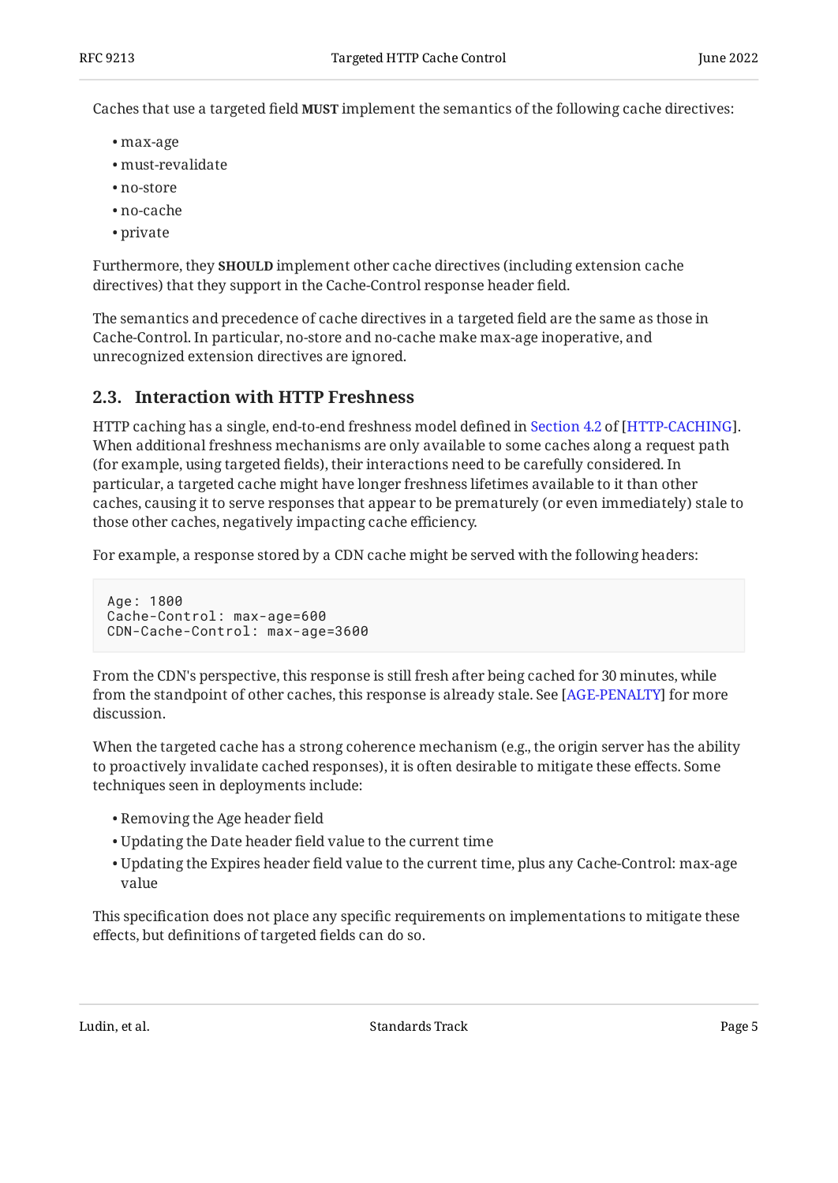Caches that use a targeted field **MUST** implement the semantics of the following cache directives:

- max-age
- must-revalidate
- no-store
- no-cache
- private

Furthermore, they **SHOULD** implement other cache directives (including extension cache directives) that they support in the Cache-Control response header field.

The semantics and precedence of cache directives in a targeted field are the same as those in Cache-Control. In particular, no-store and no-cache make max-age inoperative, and unrecognized extension directives are ignored.

## 2.3. Interaction with HTTP Freshness

HTTP caching has a single, end-to-end freshness model defined in Section 4.2 of [HTTP-CACHING]. When additional freshness mechanisms are only available to some caches along a request path (for example, using targeted fields), their interactions need to be carefully considered. In particular, a targeted cache might have longer freshness lifetimes available to it than other caches, causing it to serve responses that appear to be prematurely (or even immediately) stale to those other caches, negatively impacting cache efficiency.

For example, a response stored by a CDN cache might be served with the following headers:

```
Age: 1800
Cache-Control: max-age=600
CDN-Cache-Control: max-age=3600
```

From the CDN's perspective, this response is still fresh after being cached for 30 minutes, while from the standpoint of other caches, this response is already stale. See [AGE-PENALTY] for more discussion.

When the targeted cache has a strong coherence mechanism (e.g., the origin server has the ability to proactively invalidate cached responses), it is often desirable to mitigate these effects. Some techniques seen in deployments include:

- Removing the Age header field
- Updating the Date header field value to the current time
- Updating the Expires header field value to the current time, plus any Cache-Control: max-age value

This specification does not place any specific requirements on implementations to mitigate these effects, but definitions of targeted fields can do so.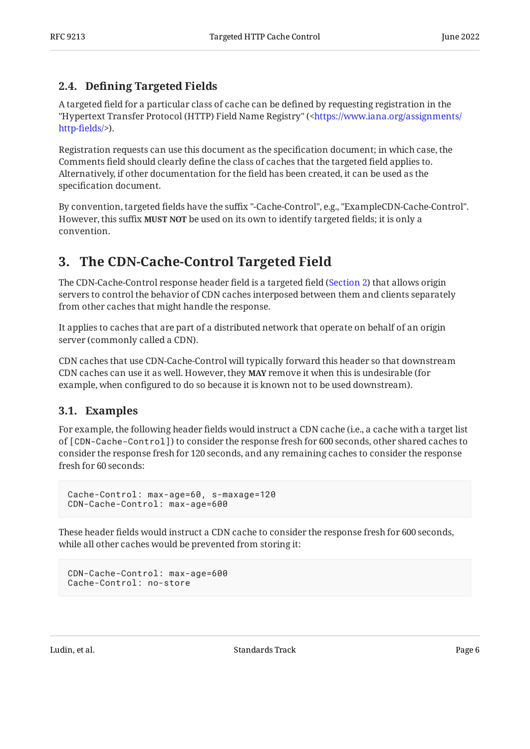### 2.4. Defining Targeted Fields

A targeted field for a particular class of cache can be defined by requesting registration in the "Hypertext Transfer Protocol (HTTP) Field Name Registry" (<https://www.iana.org/assignments/http-fields/>).

Registration requests can use this document as the specification document; in which case, the Comments field should clearly define the class of caches that the targeted field applies to. Alternatively, if other documentation for the field has been created, it can be used as the specification document.

By convention, targeted fields have the suffix "-Cache-Control", e.g., "ExampleCDN-Cache-Control". However, this suffix **MUST NOT** be used on its own to identify targeted fields; it is only a convention.

## 3. The CDN-Cache-Control Targeted Field

The CDN-Cache-Control response header field is a targeted field (Section 2) that allows origin servers to control the behavior of CDN caches interposed between them and clients separately from other caches that might handle the response.

It applies to caches that are part of a distributed network that operate on behalf of an origin server (commonly called a CDN).

CDN caches that use CDN-Cache-Control will typically forward this header so that downstream CDN caches can use it as well. However, they **MAY** remove it when this is undesirable (for example, when configured to do so because it is known not to be used downstream).

### 3.1. Examples

For example, the following header fields would instruct a CDN cache (i.e., a cache with a target list of `[CDN-Cache-Control]`) to consider the response fresh for 600 seconds, other shared caches to consider the response fresh for 120 seconds, and any remaining caches to consider the response fresh for 60 seconds:

```
Cache-Control: max-age=60, s-maxage=120
CDN-Cache-Control: max-age=600
```

These header fields would instruct a CDN cache to consider the response fresh for 600 seconds, while all other caches would be prevented from storing it:

```
CDN-Cache-Control: max-age=600
Cache-Control: no-store
```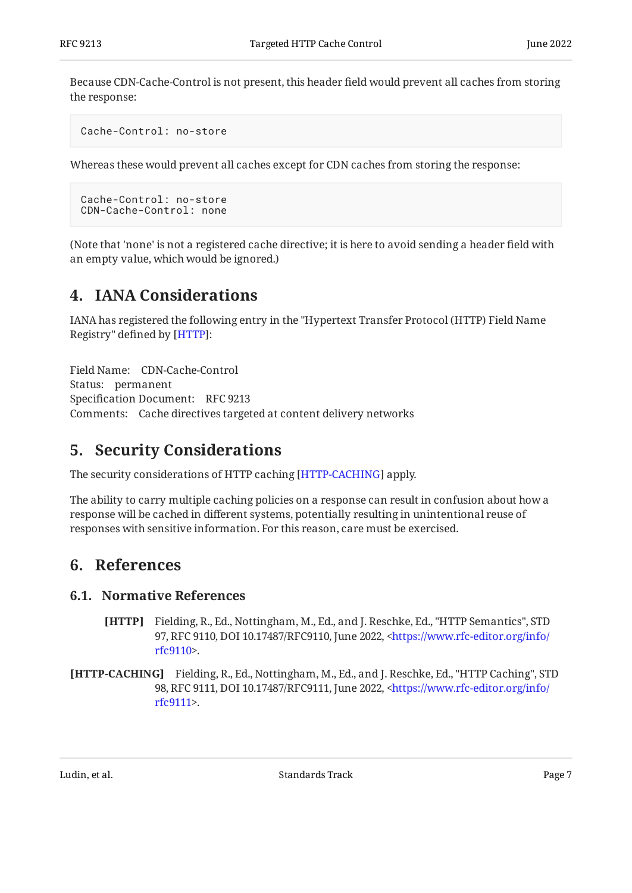Because CDN-Cache-Control is not present, this header field would prevent all caches from storing the response:

```
Cache-Control: no-store
```

Whereas these would prevent all caches except for CDN caches from storing the response:

```
Cache-Control: no-store
CDN-Cache-Control: none
```

(Note that 'none' is not a registered cache directive; it is here to avoid sending a header field with an empty value, which would be ignored.)

## 4. IANA Considerations

IANA has registered the following entry in the "Hypertext Transfer Protocol (HTTP) Field Name Registry" defined by [HTTP]:

Field Name: CDN-Cache-Control
Status: permanent
Specification Document: RFC 9213
Comments: Cache directives targeted at content delivery networks

## 5. Security Considerations

The security considerations of HTTP caching [HTTP-CACHING] apply.

The ability to carry multiple caching policies on a response can result in confusion about how a response will be cached in different systems, potentially resulting in unintentional reuse of responses with sensitive information. For this reason, care must be exercised.

## 6. References

### 6.1. Normative References

**[HTTP]** Fielding, R., Ed., Nottingham, M., Ed., and J. Reschke, Ed., "HTTP Semantics", STD 97, RFC 9110, DOI 10.17487/RFC9110, June 2022, <https://www.rfc-editor.org/info/rfc9110>.

**[HTTP-CACHING]** Fielding, R., Ed., Nottingham, M., Ed., and J. Reschke, Ed., "HTTP Caching", STD 98, RFC 9111, DOI 10.17487/RFC9111, June 2022, <https://www.rfc-editor.org/info/rfc9111>.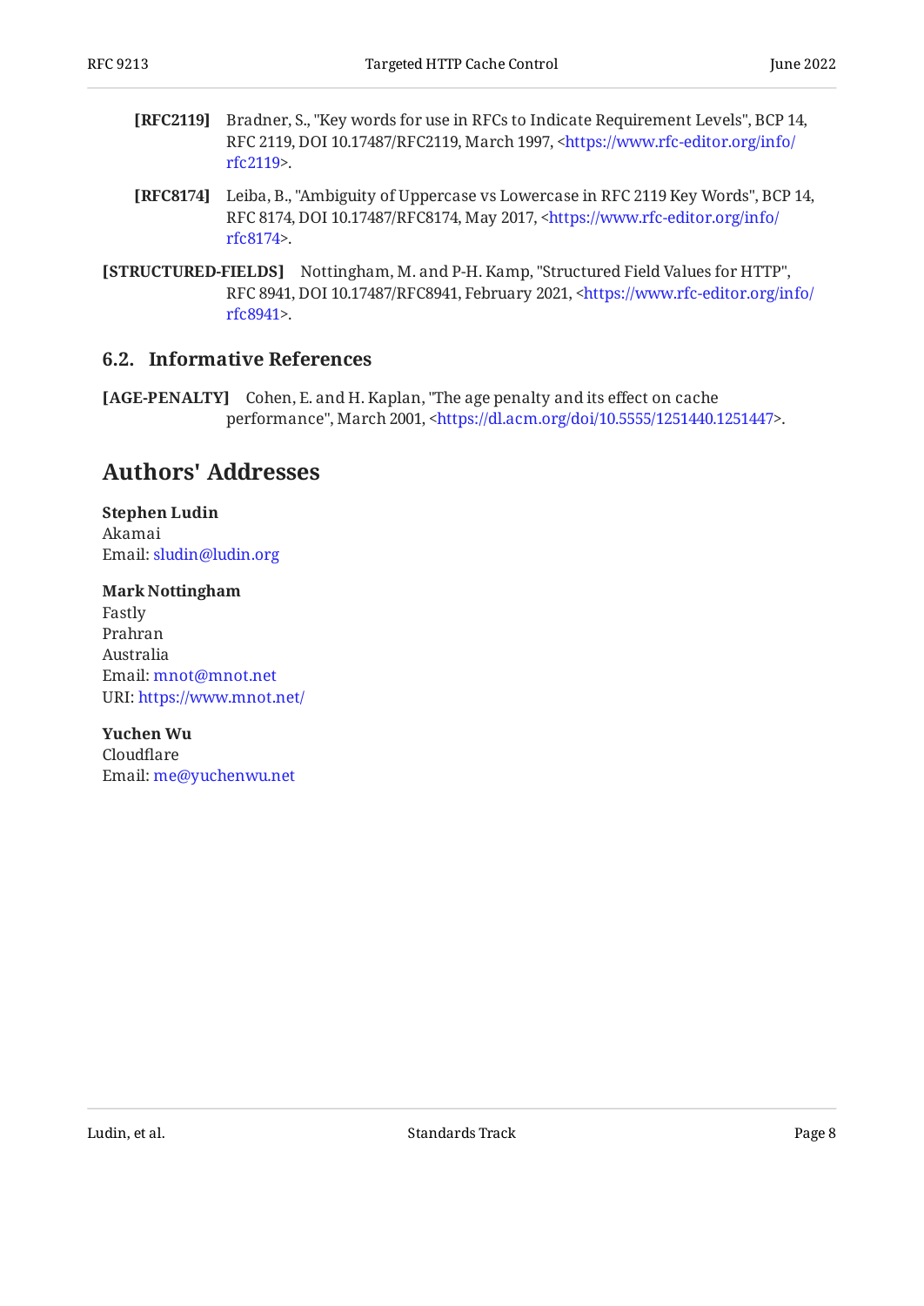**[RFC2119]** Bradner, S., "Key words for use in RFCs to Indicate Requirement Levels", BCP 14, RFC 2119, DOI 10.17487/RFC2119, March 1997, <https://www.rfc-editor.org/info/rfc2119>.

**[RFC8174]** Leiba, B., "Ambiguity of Uppercase vs Lowercase in RFC 2119 Key Words", BCP 14, RFC 8174, DOI 10.17487/RFC8174, May 2017, <https://www.rfc-editor.org/info/rfc8174>.

**[STRUCTURED-FIELDS]** Nottingham, M. and P-H. Kamp, "Structured Field Values for HTTP", RFC 8941, DOI 10.17487/RFC8941, February 2021, <https://www.rfc-editor.org/info/rfc8941>.

### 6.2. Informative References

**[AGE-PENALTY]** Cohen, E. and H. Kaplan, "The age penalty and its effect on cache performance", March 2001, <https://dl.acm.org/doi/10.5555/1251440.1251447>.

## Authors' Addresses

**Stephen Ludin**
Akamai
Email: sludin@ludin.org

**Mark Nottingham**
Fastly
Prahran
Australia
Email: mnot@mnot.net
URI: https://www.mnot.net/

**Yuchen Wu**
Cloudflare
Email: me@yuchenwu.net